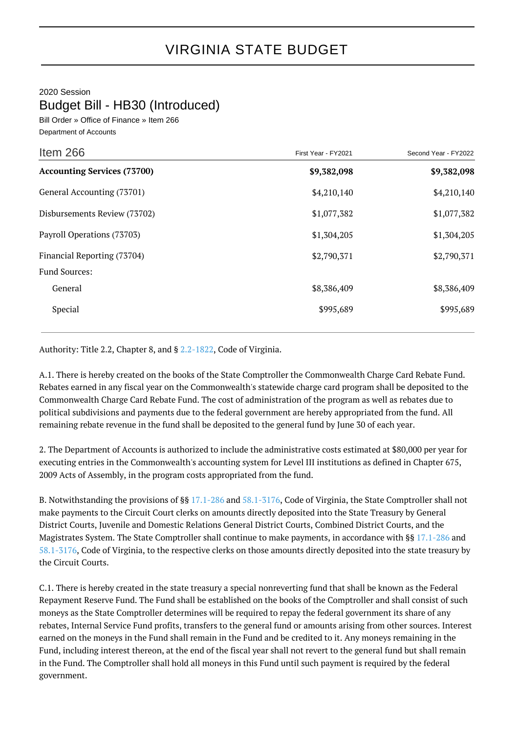# VIRGINIA STATE BUDGET

2020 Session

## Budget Bill - HB30 (Introduced)

Bill Order » Office of Finance » Item 266

Department of Accounts

| Item 266 | First Year - FY2021 | Second Year - FY2022 |
|---|---|---|
| **Accounting Services (73700)** | **$9,382,098** | **$9,382,098** |
| General Accounting (73701) | $4,210,140 | $4,210,140 |
| Disbursements Review (73702) | $1,077,382 | $1,077,382 |
| Payroll Operations (73703) | $1,304,205 | $1,304,205 |
| Financial Reporting (73704) | $2,790,371 | $2,790,371 |
| Fund Sources: | | |
| General | $8,386,409 | $8,386,409 |
| Special | $995,689 | $995,689 |

Authority: Title 2.2, Chapter 8, and § 2.2-1822, Code of Virginia.

A.1. There is hereby created on the books of the State Comptroller the Commonwealth Charge Card Rebate Fund. Rebates earned in any fiscal year on the Commonwealth's statewide charge card program shall be deposited to the Commonwealth Charge Card Rebate Fund. The cost of administration of the program as well as rebates due to political subdivisions and payments due to the federal government are hereby appropriated from the fund. All remaining rebate revenue in the fund shall be deposited to the general fund by June 30 of each year.

2. The Department of Accounts is authorized to include the administrative costs estimated at $80,000 per year for executing entries in the Commonwealth's accounting system for Level III institutions as defined in Chapter 675, 2009 Acts of Assembly, in the program costs appropriated from the fund.

B. Notwithstanding the provisions of §§ 17.1-286 and 58.1-3176, Code of Virginia, the State Comptroller shall not make payments to the Circuit Court clerks on amounts directly deposited into the State Treasury by General District Courts, Juvenile and Domestic Relations General District Courts, Combined District Courts, and the Magistrates System. The State Comptroller shall continue to make payments, in accordance with §§ 17.1-286 and 58.1-3176, Code of Virginia, to the respective clerks on those amounts directly deposited into the state treasury by the Circuit Courts.

C.1. There is hereby created in the state treasury a special nonreverting fund that shall be known as the Federal Repayment Reserve Fund. The Fund shall be established on the books of the Comptroller and shall consist of such moneys as the State Comptroller determines will be required to repay the federal government its share of any rebates, Internal Service Fund profits, transfers to the general fund or amounts arising from other sources. Interest earned on the moneys in the Fund shall remain in the Fund and be credited to it. Any moneys remaining in the Fund, including interest thereon, at the end of the fiscal year shall not revert to the general fund but shall remain in the Fund. The Comptroller shall hold all moneys in this Fund until such payment is required by the federal government.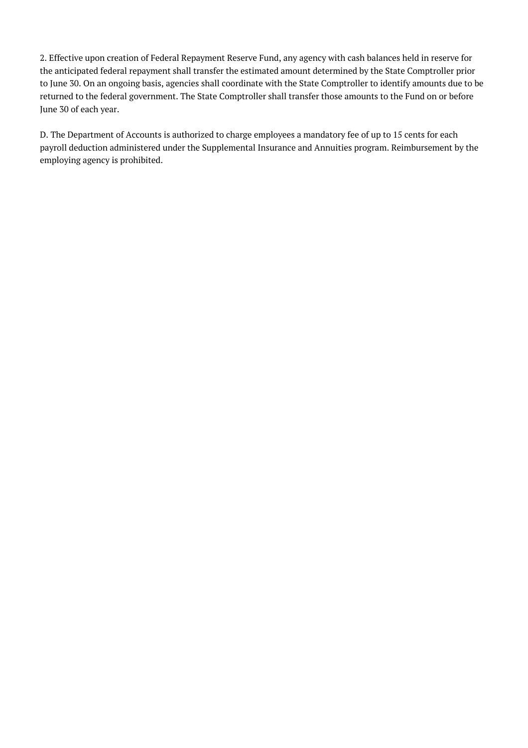2. Effective upon creation of Federal Repayment Reserve Fund, any agency with cash balances held in reserve for the anticipated federal repayment shall transfer the estimated amount determined by the State Comptroller prior to June 30. On an ongoing basis, agencies shall coordinate with the State Comptroller to identify amounts due to be returned to the federal government. The State Comptroller shall transfer those amounts to the Fund on or before June 30 of each year.

D. The Department of Accounts is authorized to charge employees a mandatory fee of up to 15 cents for each payroll deduction administered under the Supplemental Insurance and Annuities program. Reimbursement by the employing agency is prohibited.